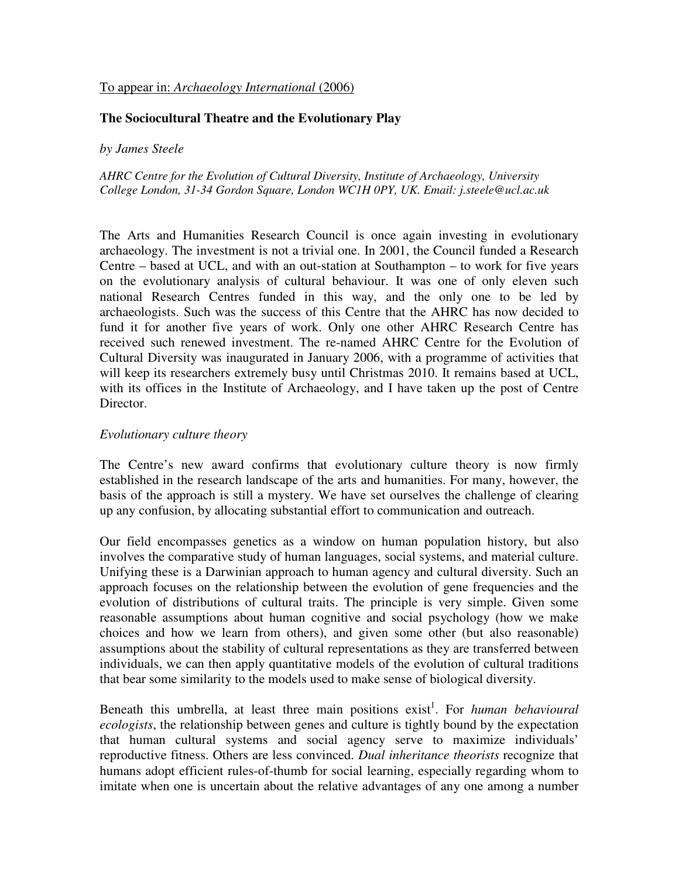To appear in: *Archaeology International* (2006)

# The Sociocultural Theatre and the Evolutionary Play

*by James Steele*

*AHRC Centre for the Evolution of Cultural Diversity, Institute of Archaeology, University College London, 31-34 Gordon Square, London WC1H 0PY, UK. Email: j.steele@ucl.ac.uk*

The Arts and Humanities Research Council is once again investing in evolutionary archaeology. The investment is not a trivial one. In 2001, the Council funded a Research Centre – based at UCL, and with an out-station at Southampton – to work for five years on the evolutionary analysis of cultural behaviour. It was one of only eleven such national Research Centres funded in this way, and the only one to be led by archaeologists. Such was the success of this Centre that the AHRC has now decided to fund it for another five years of work. Only one other AHRC Research Centre has received such renewed investment. The re-named AHRC Centre for the Evolution of Cultural Diversity was inaugurated in January 2006, with a programme of activities that will keep its researchers extremely busy until Christmas 2010. It remains based at UCL, with its offices in the Institute of Archaeology, and I have taken up the post of Centre Director.

## *Evolutionary culture theory*

The Centre's new award confirms that evolutionary culture theory is now firmly established in the research landscape of the arts and humanities. For many, however, the basis of the approach is still a mystery. We have set ourselves the challenge of clearing up any confusion, by allocating substantial effort to communication and outreach.

Our field encompasses genetics as a window on human population history, but also involves the comparative study of human languages, social systems, and material culture. Unifying these is a Darwinian approach to human agency and cultural diversity. Such an approach focuses on the relationship between the evolution of gene frequencies and the evolution of distributions of cultural traits. The principle is very simple. Given some reasonable assumptions about human cognitive and social psychology (how we make choices and how we learn from others), and given some other (but also reasonable) assumptions about the stability of cultural representations as they are transferred between individuals, we can then apply quantitative models of the evolution of cultural traditions that bear some similarity to the models used to make sense of biological diversity.

Beneath this umbrella, at least three main positions exist[1]. For *human behavioural ecologists*, the relationship between genes and culture is tightly bound by the expectation that human cultural systems and social agency serve to maximize individuals' reproductive fitness. Others are less convinced. *Dual inheritance theorists* recognize that humans adopt efficient rules-of-thumb for social learning, especially regarding whom to imitate when one is uncertain about the relative advantages of any one among a number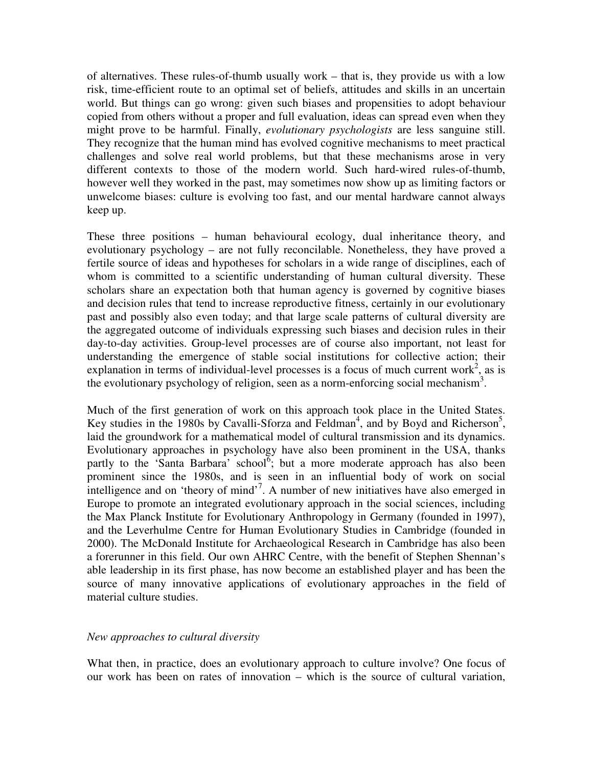of alternatives. These rules-of-thumb usually work – that is, they provide us with a low risk, time-efficient route to an optimal set of beliefs, attitudes and skills in an uncertain world. But things can go wrong: given such biases and propensities to adopt behaviour copied from others without a proper and full evaluation, ideas can spread even when they might prove to be harmful. Finally, *evolutionary psychologists* are less sanguine still. They recognize that the human mind has evolved cognitive mechanisms to meet practical challenges and solve real world problems, but that these mechanisms arose in very different contexts to those of the modern world. Such hard-wired rules-of-thumb, however well they worked in the past, may sometimes now show up as limiting factors or unwelcome biases: culture is evolving too fast, and our mental hardware cannot always keep up.

These three positions – human behavioural ecology, dual inheritance theory, and evolutionary psychology – are not fully reconcilable. Nonetheless, they have proved a fertile source of ideas and hypotheses for scholars in a wide range of disciplines, each of whom is committed to a scientific understanding of human cultural diversity. These scholars share an expectation both that human agency is governed by cognitive biases and decision rules that tend to increase reproductive fitness, certainly in our evolutionary past and possibly also even today; and that large scale patterns of cultural diversity are the aggregated outcome of individuals expressing such biases and decision rules in their day-to-day activities. Group-level processes are of course also important, not least for understanding the emergence of stable social institutions for collective action; their explanation in terms of individual-level processes is a focus of much current work[2], as is the evolutionary psychology of religion, seen as a norm-enforcing social mechanism[3].

Much of the first generation of work on this approach took place in the United States. Key studies in the 1980s by Cavalli-Sforza and Feldman[4], and by Boyd and Richerson[5], laid the groundwork for a mathematical model of cultural transmission and its dynamics. Evolutionary approaches in psychology have also been prominent in the USA, thanks partly to the 'Santa Barbara' school[6]; but a more moderate approach has also been prominent since the 1980s, and is seen in an influential body of work on social intelligence and on 'theory of mind'[7]. A number of new initiatives have also emerged in Europe to promote an integrated evolutionary approach in the social sciences, including the Max Planck Institute for Evolutionary Anthropology in Germany (founded in 1997), and the Leverhulme Centre for Human Evolutionary Studies in Cambridge (founded in 2000). The McDonald Institute for Archaeological Research in Cambridge has also been a forerunner in this field. Our own AHRC Centre, with the benefit of Stephen Shennan's able leadership in its first phase, has now become an established player and has been the source of many innovative applications of evolutionary approaches in the field of material culture studies.

*New approaches to cultural diversity*

What then, in practice, does an evolutionary approach to culture involve? One focus of our work has been on rates of innovation – which is the source of cultural variation,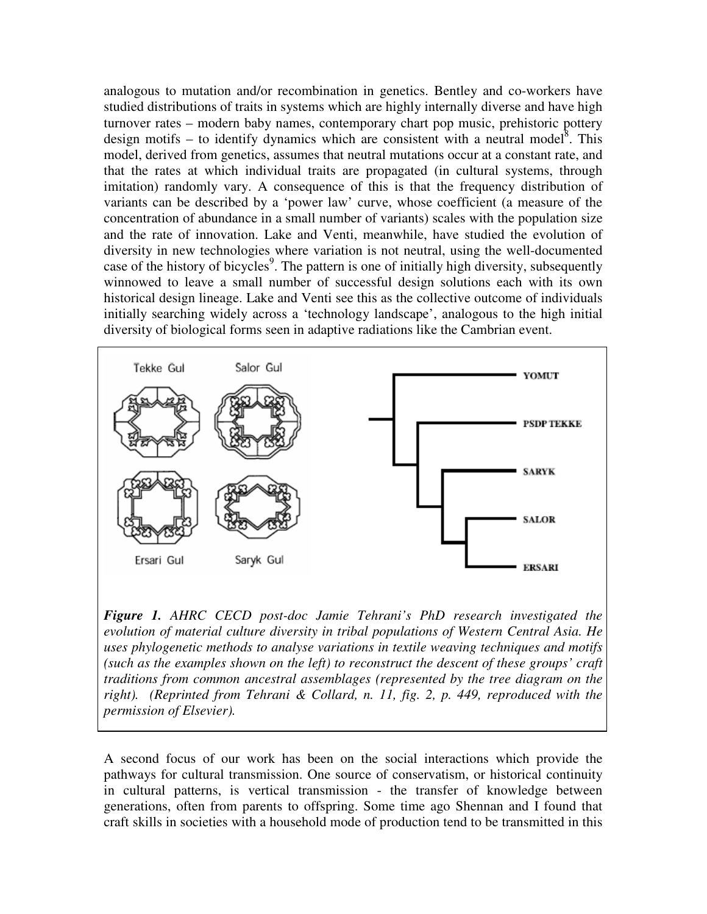analogous to mutation and/or recombination in genetics. Bentley and co-workers have studied distributions of traits in systems which are highly internally diverse and have high turnover rates – modern baby names, contemporary chart pop music, prehistoric pottery design motifs – to identify dynamics which are consistent with a neutral model[8]. This model, derived from genetics, assumes that neutral mutations occur at a constant rate, and that the rates at which individual traits are propagated (in cultural systems, through imitation) randomly vary. A consequence of this is that the frequency distribution of variants can be described by a 'power law' curve, whose coefficient (a measure of the concentration of abundance in a small number of variants) scales with the population size and the rate of innovation. Lake and Venti, meanwhile, have studied the evolution of diversity in new technologies where variation is not neutral, using the well-documented case of the history of bicycles[9]. The pattern is one of initially high diversity, subsequently winnowed to leave a small number of successful design solutions each with its own historical design lineage. Lake and Venti see this as the collective outcome of individuals initially searching widely across a 'technology landscape', analogous to the high initial diversity of biological forms seen in adaptive radiations like the Cambrian event.

***Figure 1.*** *AHRC CECD post-doc Jamie Tehrani's PhD research investigated the evolution of material culture diversity in tribal populations of Western Central Asia. He uses phylogenetic methods to analyse variations in textile weaving techniques and motifs (such as the examples shown on the left) to reconstruct the descent of these groups' craft traditions from common ancestral assemblages (represented by the tree diagram on the right). (Reprinted from Tehrani & Collard, n. 11, fig. 2, p. 449, reproduced with the permission of Elsevier).*

A second focus of our work has been on the social interactions which provide the pathways for cultural transmission. One source of conservatism, or historical continuity in cultural patterns, is vertical transmission - the transfer of knowledge between generations, often from parents to offspring. Some time ago Shennan and I found that craft skills in societies with a household mode of production tend to be transmitted in this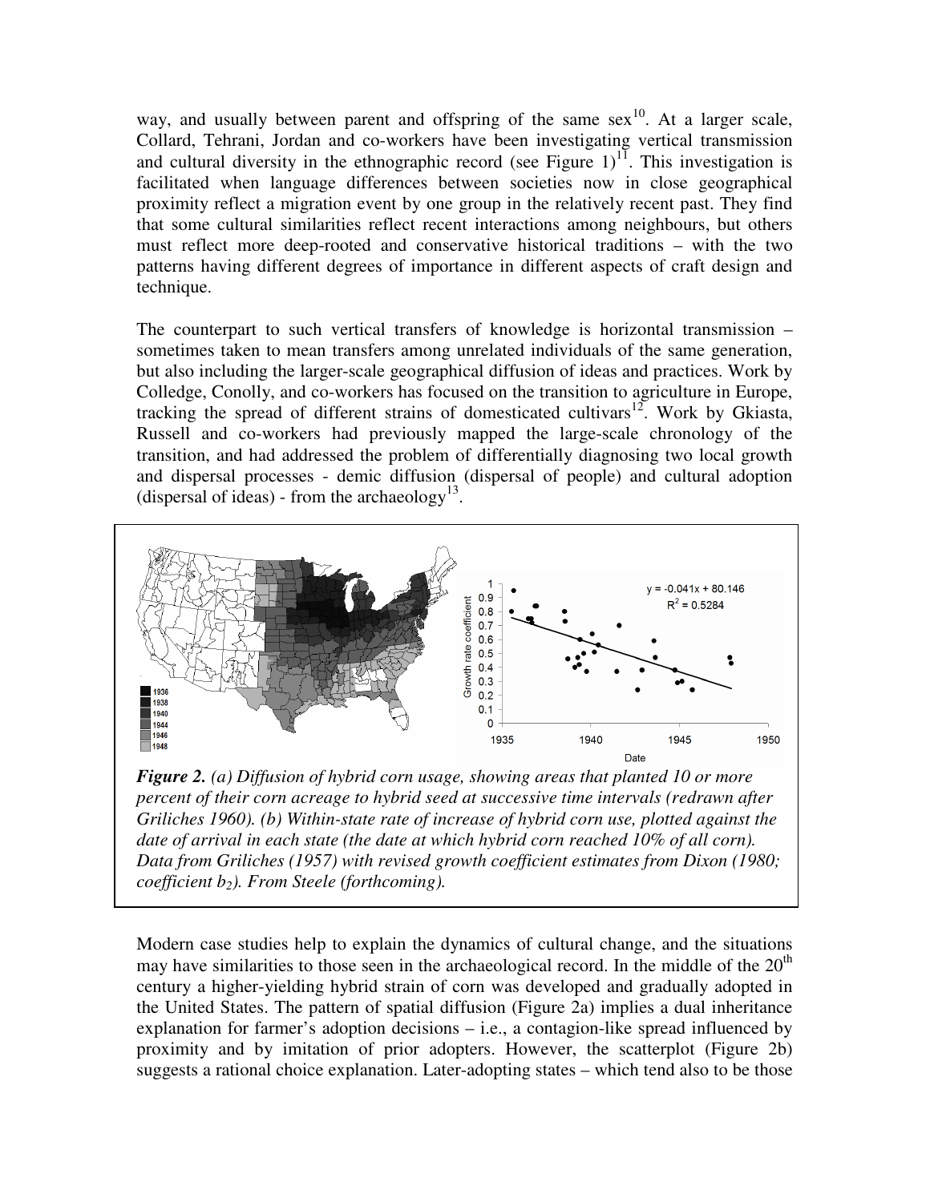way, and usually between parent and offspring of the same sex[10]. At a larger scale, Collard, Tehrani, Jordan and co-workers have been investigating vertical transmission and cultural diversity in the ethnographic record (see Figure 1)[11]. This investigation is facilitated when language differences between societies now in close geographical proximity reflect a migration event by one group in the relatively recent past. They find that some cultural similarities reflect recent interactions among neighbours, but others must reflect more deep-rooted and conservative historical traditions – with the two patterns having different degrees of importance in different aspects of craft design and technique.

The counterpart to such vertical transfers of knowledge is horizontal transmission – sometimes taken to mean transfers among unrelated individuals of the same generation, but also including the larger-scale geographical diffusion of ideas and practices. Work by Colledge, Conolly, and co-workers has focused on the transition to agriculture in Europe, tracking the spread of different strains of domesticated cultivars[12]. Work by Gkiasta, Russell and co-workers had previously mapped the large-scale chronology of the transition, and had addressed the problem of differentially diagnosing two local growth and dispersal processes - demic diffusion (dispersal of people) and cultural adoption (dispersal of ideas) - from the archaeology[13].

***Figure 2.*** *(a) Diffusion of hybrid corn usage, showing areas that planted 10 or more percent of their corn acreage to hybrid seed at successive time intervals (redrawn after Griliches 1960). (b) Within-state rate of increase of hybrid corn use, plotted against the date of arrival in each state (the date at which hybrid corn reached 10% of all corn). Data from Griliches (1957) with revised growth coefficient estimates from Dixon (1980; coefficient $b_2$). From Steele (forthcoming).*

Modern case studies help to explain the dynamics of cultural change, and the situations may have similarities to those seen in the archaeological record. In the middle of the 20th century a higher-yielding hybrid strain of corn was developed and gradually adopted in the United States. The pattern of spatial diffusion (Figure 2a) implies a dual inheritance explanation for farmer's adoption decisions – i.e., a contagion-like spread influenced by proximity and by imitation of prior adopters. However, the scatterplot (Figure 2b) suggests a rational choice explanation. Later-adopting states – which tend also to be those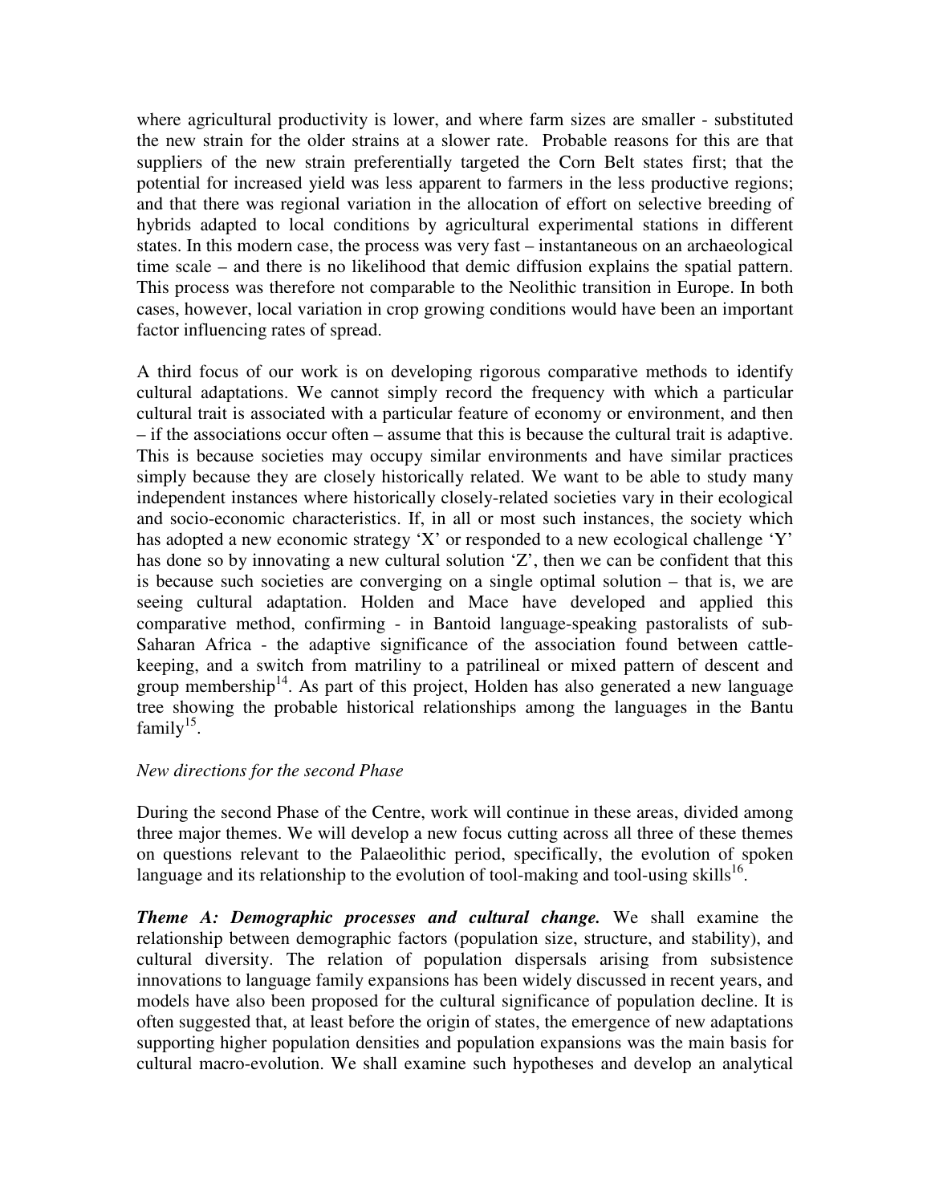where agricultural productivity is lower, and where farm sizes are smaller - substituted the new strain for the older strains at a slower rate. Probable reasons for this are that suppliers of the new strain preferentially targeted the Corn Belt states first; that the potential for increased yield was less apparent to farmers in the less productive regions; and that there was regional variation in the allocation of effort on selective breeding of hybrids adapted to local conditions by agricultural experimental stations in different states. In this modern case, the process was very fast – instantaneous on an archaeological time scale – and there is no likelihood that demic diffusion explains the spatial pattern. This process was therefore not comparable to the Neolithic transition in Europe. In both cases, however, local variation in crop growing conditions would have been an important factor influencing rates of spread.

A third focus of our work is on developing rigorous comparative methods to identify cultural adaptations. We cannot simply record the frequency with which a particular cultural trait is associated with a particular feature of economy or environment, and then – if the associations occur often – assume that this is because the cultural trait is adaptive. This is because societies may occupy similar environments and have similar practices simply because they are closely historically related. We want to be able to study many independent instances where historically closely-related societies vary in their ecological and socio-economic characteristics. If, in all or most such instances, the society which has adopted a new economic strategy 'X' or responded to a new ecological challenge 'Y' has done so by innovating a new cultural solution 'Z', then we can be confident that this is because such societies are converging on a single optimal solution – that is, we are seeing cultural adaptation. Holden and Mace have developed and applied this comparative method, confirming - in Bantoid language-speaking pastoralists of sub-Saharan Africa - the adaptive significance of the association found between cattle-keeping, and a switch from matriliny to a patrilineal or mixed pattern of descent and group membership[14]. As part of this project, Holden has also generated a new language tree showing the probable historical relationships among the languages in the Bantu family[15].

*New directions for the second Phase*

During the second Phase of the Centre, work will continue in these areas, divided among three major themes. We will develop a new focus cutting across all three of these themes on questions relevant to the Palaeolithic period, specifically, the evolution of spoken language and its relationship to the evolution of tool-making and tool-using skills[16].

***Theme A: Demographic processes and cultural change.*** We shall examine the relationship between demographic factors (population size, structure, and stability), and cultural diversity. The relation of population dispersals arising from subsistence innovations to language family expansions has been widely discussed in recent years, and models have also been proposed for the cultural significance of population decline. It is often suggested that, at least before the origin of states, the emergence of new adaptations supporting higher population densities and population expansions was the main basis for cultural macro-evolution. We shall examine such hypotheses and develop an analytical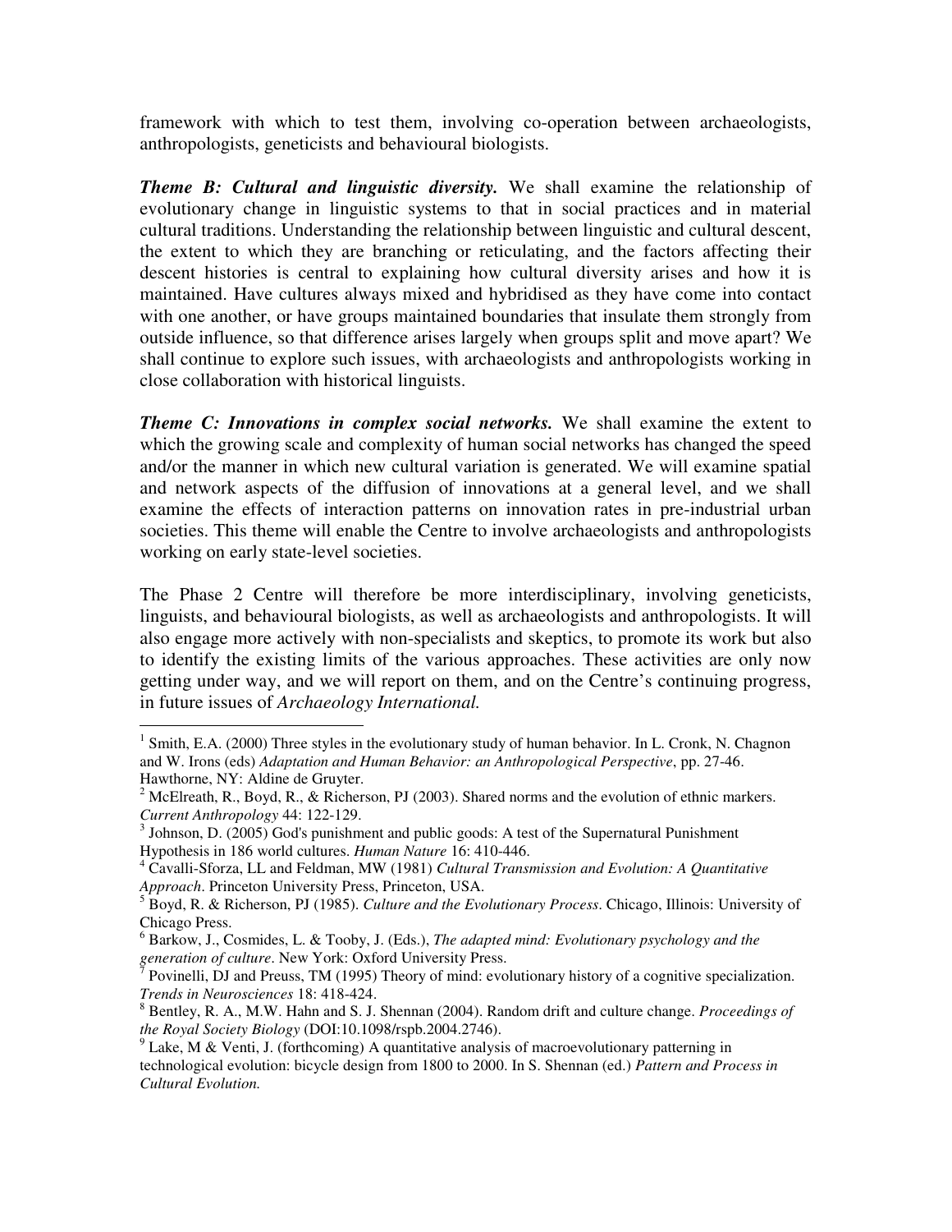framework with which to test them, involving co-operation between archaeologists, anthropologists, geneticists and behavioural biologists.

***Theme B: Cultural and linguistic diversity.*** We shall examine the relationship of evolutionary change in linguistic systems to that in social practices and in material cultural traditions. Understanding the relationship between linguistic and cultural descent, the extent to which they are branching or reticulating, and the factors affecting their descent histories is central to explaining how cultural diversity arises and how it is maintained. Have cultures always mixed and hybridised as they have come into contact with one another, or have groups maintained boundaries that insulate them strongly from outside influence, so that difference arises largely when groups split and move apart? We shall continue to explore such issues, with archaeologists and anthropologists working in close collaboration with historical linguists.

***Theme C: Innovations in complex social networks.*** We shall examine the extent to which the growing scale and complexity of human social networks has changed the speed and/or the manner in which new cultural variation is generated. We will examine spatial and network aspects of the diffusion of innovations at a general level, and we shall examine the effects of interaction patterns on innovation rates in pre-industrial urban societies. This theme will enable the Centre to involve archaeologists and anthropologists working on early state-level societies.

The Phase 2 Centre will therefore be more interdisciplinary, involving geneticists, linguists, and behavioural biologists, as well as archaeologists and anthropologists. It will also engage more actively with non-specialists and skeptics, to promote its work but also to identify the existing limits of the various approaches. These activities are only now getting under way, and we will report on them, and on the Centre's continuing progress, in future issues of *Archaeology International.*

---

[1] Smith, E.A. (2000) Three styles in the evolutionary study of human behavior. In L. Cronk, N. Chagnon and W. Irons (eds) *Adaptation and Human Behavior: an Anthropological Perspective*, pp. 27-46. Hawthorne, NY: Aldine de Gruyter.

[2] McElreath, R., Boyd, R., & Richerson, PJ (2003). Shared norms and the evolution of ethnic markers. *Current Anthropology* 44: 122-129.

[3] Johnson, D. (2005) God's punishment and public goods: A test of the Supernatural Punishment Hypothesis in 186 world cultures. *Human Nature* 16: 410-446.

[4] Cavalli-Sforza, LL and Feldman, MW (1981) *Cultural Transmission and Evolution: A Quantitative Approach*. Princeton University Press, Princeton, USA.

[5] Boyd, R. & Richerson, PJ (1985). *Culture and the Evolutionary Process*. Chicago, Illinois: University of Chicago Press.

[6] Barkow, J., Cosmides, L. & Tooby, J. (Eds.), *The adapted mind: Evolutionary psychology and the generation of culture*. New York: Oxford University Press.

[7] Povinelli, DJ and Preuss, TM (1995) Theory of mind: evolutionary history of a cognitive specialization. *Trends in Neurosciences* 18: 418-424.

[8] Bentley, R. A., M.W. Hahn and S. J. Shennan (2004). Random drift and culture change. *Proceedings of the Royal Society Biology* (DOI:10.1098/rspb.2004.2746).

[9] Lake, M & Venti, J. (forthcoming) A quantitative analysis of macroevolutionary patterning in technological evolution: bicycle design from 1800 to 2000. In S. Shennan (ed.) *Pattern and Process in Cultural Evolution.*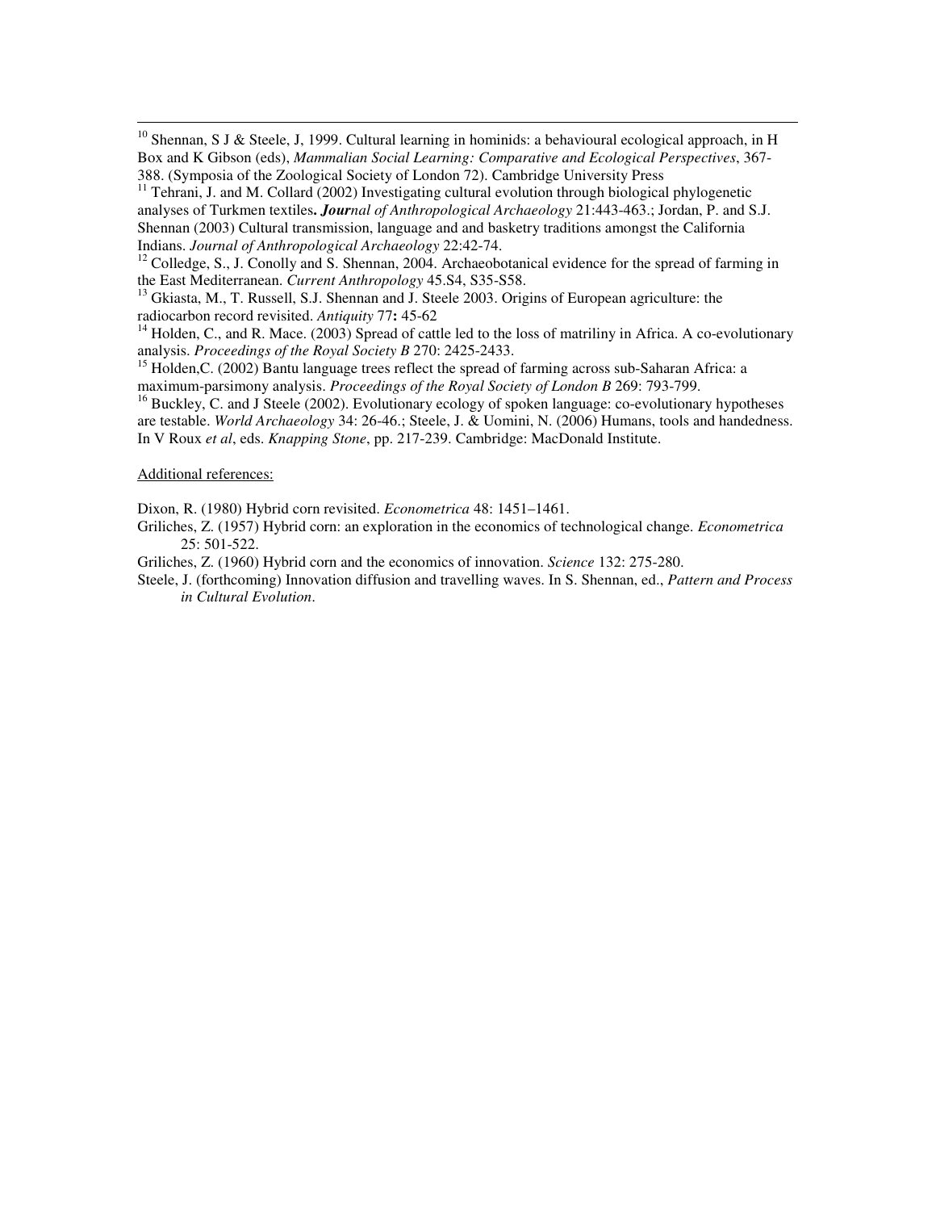[10] Shennan, S J & Steele, J, 1999. Cultural learning in hominids: a behavioural ecological approach, in H Box and K Gibson (eds), *Mammalian Social Learning: Comparative and Ecological Perspectives*, 367-388. (Symposia of the Zoological Society of London 72). Cambridge University Press

[11] Tehrani, J. and M. Collard (2002) Investigating cultural evolution through biological phylogenetic analyses of Turkmen textiles**.** ***Jour****nal of Anthropological Archaeology* 21:443-463.; Jordan, P. and S.J. Shennan (2003) Cultural transmission, language and and basketry traditions amongst the California Indians. *Journal of Anthropological Archaeology* 22:42-74.

[12] Colledge, S., J. Conolly and S. Shennan, 2004. Archaeobotanical evidence for the spread of farming in the East Mediterranean. *Current Anthropology* 45.S4, S35-S58.

[13] Gkiasta, M., T. Russell, S.J. Shennan and J. Steele 2003. Origins of European agriculture: the radiocarbon record revisited. *Antiquity* 77**:** 45-62

[14] Holden, C., and R. Mace. (2003) Spread of cattle led to the loss of matriliny in Africa. A co-evolutionary analysis. *Proceedings of the Royal Society B* 270: 2425-2433.

[15] Holden,C. (2002) Bantu language trees reflect the spread of farming across sub-Saharan Africa: a maximum-parsimony analysis. *Proceedings of the Royal Society of London B* 269: 793-799.

[16] Buckley, C. and J Steele (2002). Evolutionary ecology of spoken language: co-evolutionary hypotheses are testable. *World Archaeology* 34: 26-46.; Steele, J. & Uomini, N. (2006) Humans, tools and handedness. In V Roux *et al*, eds. *Knapping Stone*, pp. 217-239. Cambridge: MacDonald Institute.

<u>Additional references:</u>

Dixon, R. (1980) Hybrid corn revisited. *Econometrica* 48: 1451–1461.

Griliches, Z. (1957) Hybrid corn: an exploration in the economics of technological change. *Econometrica* 25: 501-522.

Griliches, Z. (1960) Hybrid corn and the economics of innovation. *Science* 132: 275-280.

Steele, J. (forthcoming) Innovation diffusion and travelling waves. In S. Shennan, ed., *Pattern and Process in Cultural Evolution*.